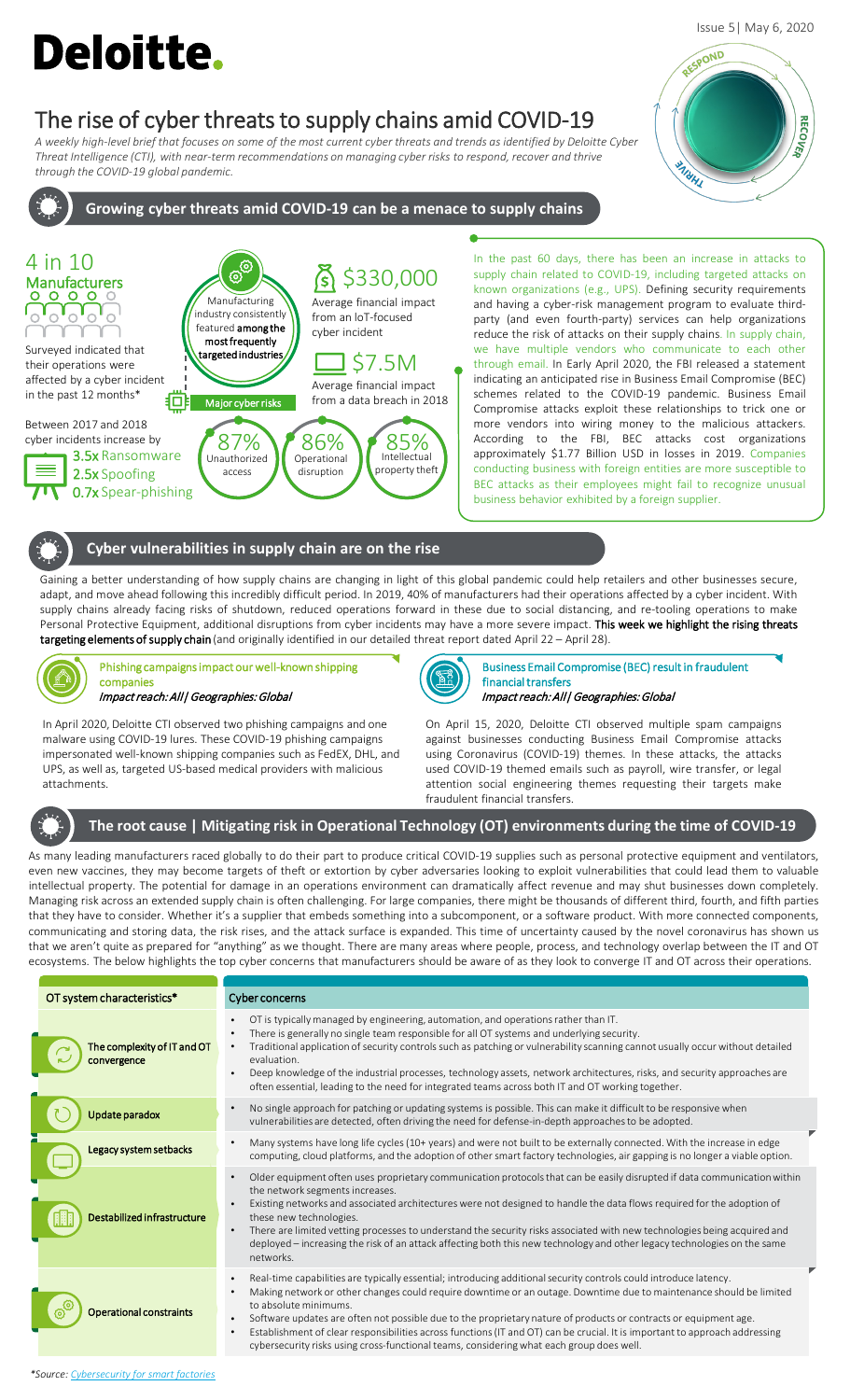Issue 5| May 6, 2020

# Deloitte.

# The rise of cyber threats to supply chains amid COVID-19

*A weekly high-level brief that focuses on some of the most current cyber threats and trends as identified by Deloitte Cyber Threat Intelligence (CTI), with near-term recommendations on managing cyber risks to respond, recover and thrive through the COVID-19 global pandemic.*

RESPOND · RECOVER · THRIVE

## Growing cyber threats amid COVID-19 can be a menace to supply chains

**4 in 10 Manufacturers**

Surveyed indicated that their operations were affected by a cyber incident in the past 12 months*

Between 2017 and 2018 cyber incidents increase by

- **3.5x** Ransomware
- **2.5x** Spoofing
- **0.7x** Spear-phishing

Manufacturing industry consistently featured **among the most frequently targeted industries**

**$330,000** Average financial impact from an IoT-focused cyber incident

**$7.5M** Average financial impact from a data breach in 2018

Major cyber risks

- **87%** Unauthorized access
- **86%** Operational disruption
- **85%** Intellectual property theft

In the past 60 days, there has been an increase in attacks to supply chain related to COVID-19, including targeted attacks on known organizations (e.g., UPS). Defining security requirements and having a cyber-risk management program to evaluate third-party (and even fourth-party) services can help organizations reduce the risk of attacks on their supply chains. In supply chain, we have multiple vendors who communicate to each other through email. In Early April 2020, the FBI released a statement indicating an anticipated rise in Business Email Compromise (BEC) schemes related to the COVID-19 pandemic. Business Email Compromise attacks exploit these relationships to trick one or more vendors into wiring money to the malicious attackers. According to the FBI, BEC attacks cost organizations approximately $1.77 Billion USD in losses in 2019. Companies conducting business with foreign entities are more susceptible to BEC attacks as their employees might fail to recognize unusual business behavior exhibited by a foreign supplier.

## Cyber vulnerabilities in supply chain are on the rise

Gaining a better understanding of how supply chains are changing in light of this global pandemic could help retailers and other businesses secure, adapt, and move ahead following this incredibly difficult period. In 2019, 40% of manufacturers had their operations affected by a cyber incident. With supply chains already facing risks of shutdown, reduced operations forward in these due to social distancing, and re-tooling operations to make Personal Protective Equipment, additional disruptions from cyber incidents may have a more severe impact. **This week we highlight the rising threats targeting elements of supply chain** (and originally identified in our detailed threat report dated April 22 – April 28).

### Phishing campaigns impact our well-known shipping companies

*Impact reach: All | Geographies: Global*

In April 2020, Deloitte CTI observed two phishing campaigns and one malware using COVID-19 lures. These COVID-19 phishing campaigns impersonated well-known shipping companies such as FedEX, DHL, and UPS, as well as, targeted US-based medical providers with malicious attachments.

### Business Email Compromise (BEC) result in fraudulent financial transfers

*Impact reach: All | Geographies: Global*

On April 15, 2020, Deloitte CTI observed multiple spam campaigns against businesses conducting Business Email Compromise attacks using Coronavirus (COVID-19) themes. In these attacks, the attacks used COVID-19 themed emails such as payroll, wire transfer, or legal attention social engineering themes requesting their targets make fraudulent financial transfers.

## The root cause | Mitigating risk in Operational Technology (OT) environments during the time of COVID-19

As many leading manufacturers raced globally to do their part to produce critical COVID-19 supplies such as personal protective equipment and ventilators, even new vaccines, they may become targets of theft or extortion by cyber adversaries looking to exploit vulnerabilities that could lead them to valuable intellectual property. The potential for damage in an operations environment can dramatically affect revenue and may shut businesses down completely. Managing risk across an extended supply chain is often challenging. For large companies, there might be thousands of different third, fourth, and fifth parties that they have to consider. Whether it's a supplier that embeds something into a subcomponent, or a software product. With more connected components, communicating and storing data, the risk rises, and the attack surface is expanded. This time of uncertainty caused by the novel coronavirus has shown us that we aren't quite as prepared for "anything" as we thought. There are many areas where people, process, and technology overlap between the IT and OT ecosystems. The below highlights the top cyber concerns that manufacturers should be aware of as they look to converge IT and OT across their operations.

| OT system characteristics* | Cyber concerns |
|---|---|
| The complexity of IT and OT convergence | • OT is typically managed by engineering, automation, and operations rather than IT.<br>• There is generally no single team responsible for all OT systems and underlying security.<br>• Traditional application of security controls such as patching or vulnerability scanning cannot usually occur without detailed evaluation.<br>• Deep knowledge of the industrial processes, technology assets, network architectures, risks, and security approaches are often essential, leading to the need for integrated teams across both IT and OT working together. |
| Update paradox | • No single approach for patching or updating systems is possible. This can make it difficult to be responsive when vulnerabilities are detected, often driving the need for defense-in-depth approaches to be adopted. |
| Legacy system setbacks | • Many systems have long life cycles (10+ years) and were not built to be externally connected. With the increase in edge computing, cloud platforms, and the adoption of other smart factory technologies, air gapping is no longer a viable option. |
| Destabilized infrastructure | • Older equipment often uses proprietary communication protocols that can be easily disrupted if data communication within the network segments increases.<br>• Existing networks and associated architectures were not designed to handle the data flows required for the adoption of these new technologies.<br>• There are limited vetting processes to understand the security risks associated with new technologies being acquired and deployed – increasing the risk of an attack affecting both this new technology and other legacy technologies on the same networks. |
| Operational constraints | • Real-time capabilities are typically essential; introducing additional security controls could introduce latency.<br>• Making network or other changes could require downtime or an outage. Downtime due to maintenance should be limited to absolute minimums.<br>• Software updates are often not possible due to the proprietary nature of products or contracts or equipment age.<br>• Establishment of clear responsibilities across functions (IT and OT) can be crucial. It is important to approach addressing cybersecurity risks using cross-functional teams, considering what each group does well. |

*Source: Cybersecurity for smart factories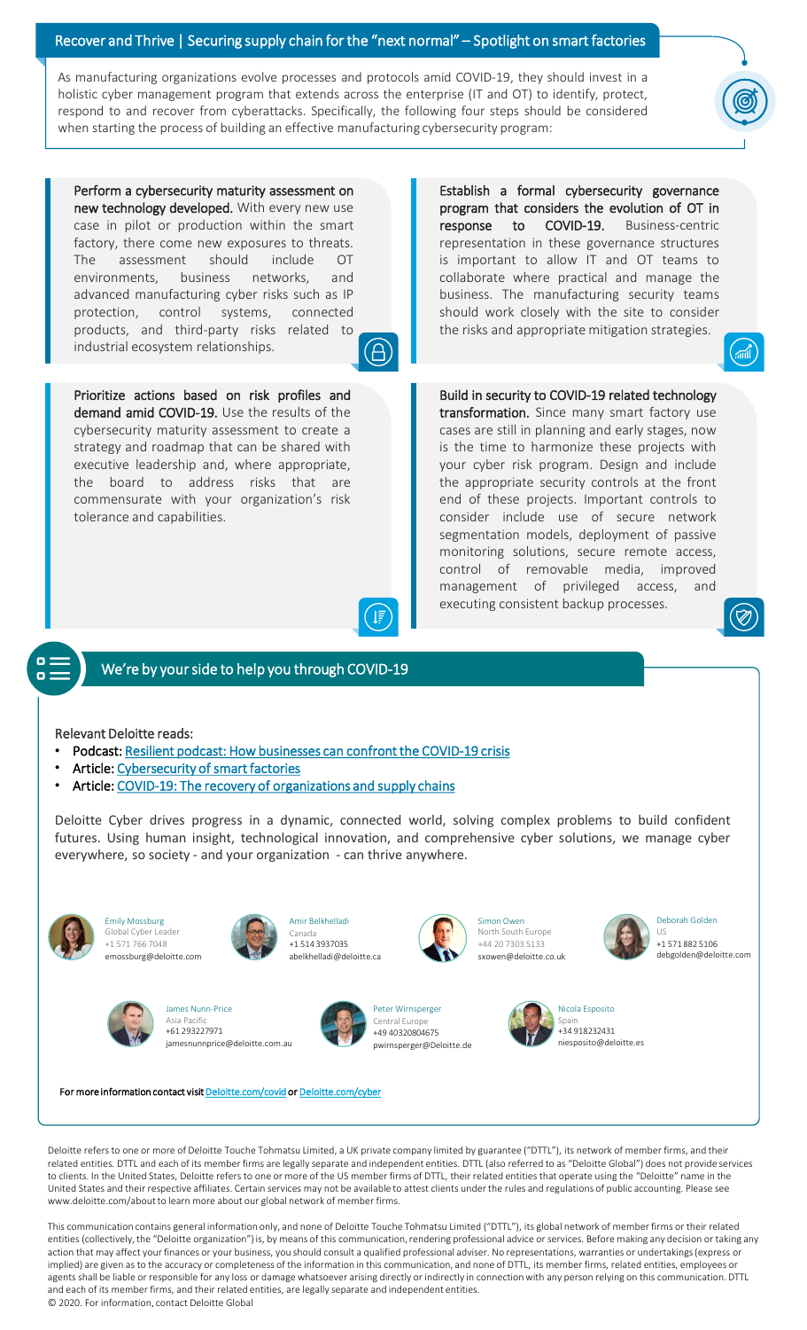## Recover and Thrive | Securing supply chain for the "next normal" – Spotlight on smart factories

As manufacturing organizations evolve processes and protocols amid COVID-19, they should invest in a holistic cyber management program that extends across the enterprise (IT and OT) to identify, protect, respond to and recover from cyberattacks. Specifically, the following four steps should be considered when starting the process of building an effective manufacturing cybersecurity program:

**Perform a cybersecurity maturity assessment on new technology developed.** With every new use case in pilot or production within the smart factory, there come new exposures to threats. The assessment should include OT environments, business networks, and advanced manufacturing cyber risks such as IP protection, control systems, connected products, and third-party risks related to industrial ecosystem relationships.

**Prioritize actions based on risk profiles and demand amid COVID-19.** Use the results of the cybersecurity maturity assessment to create a strategy and roadmap that can be shared with executive leadership and, where appropriate, the board to address risks that are commensurate with your organization's risk tolerance and capabilities.

**Establish a formal cybersecurity governance program that considers the evolution of OT in response to COVID-19.** Business-centric representation in these governance structures is important to allow IT and OT teams to collaborate where practical and manage the business. The manufacturing security teams should work closely with the site to consider the risks and appropriate mitigation strategies.

**Build in security to COVID-19 related technology transformation.** Since many smart factory use cases are still in planning and early stages, now is the time to harmonize these projects with your cyber risk program. Design and include the appropriate security controls at the front end of these projects. Important controls to consider include use of secure network segmentation models, deployment of passive monitoring solutions, secure remote access, control of removable media, improved management of privileged access, and executing consistent backup processes.

## We're by your side to help you through COVID-19

Relevant Deloitte reads:

- **Podcast:** Resilient podcast: How businesses can confront the COVID-19 crisis
- **Article:** Cybersecurity of smart factories
- **Article:** COVID-19: The recovery of organizations and supply chains

Deloitte Cyber drives progress in a dynamic, connected world, solving complex problems to build confident futures. Using human insight, technological innovation, and comprehensive cyber solutions, we manage cyber everywhere, so society - and your organization - can thrive anywhere.

Emily Mossburg
Global Cyber Leader
+1 571 766 7048
emossburg@deloitte.com

Amir Belkhelladi
Canada
+1 514 3937035
abelkhelladi@deloitte.ca

Simon Owen
North South Europe
+44 20 7303 5133
sxowen@deloitte.co.uk

Deborah Golden
US
+1 571 882 5106
debgolden@deloitte.com

James Nunn-Price
Asia Pacific
+61 293227971
jamesnunnprice@deloitte.com.au

Peter Wirnsperger
Central Europe
+49 40320804675
pwirnsperger@Deloitte.de

Nicola Esposito
Spain
+34 918232431
niesposito@deloitte.es

**For more information contact visit Deloitte.com/covid or Deloitte.com/cyber**

Deloitte refers to one or more of Deloitte Touche Tohmatsu Limited, a UK private company limited by guarantee ("DTTL"), its network of member firms, and their related entities. DTTL and each of its member firms are legally separate and independent entities. DTTL (also referred to as "Deloitte Global") does not provide services to clients. In the United States, Deloitte refers to one or more of the US member firms of DTTL, their related entities that operate using the "Deloitte" name in the United States and their respective affiliates. Certain services may not be available to attest clients under the rules and regulations of public accounting. Please see www.deloitte.com/about to learn more about our global network of member firms.

This communication contains general information only, and none of Deloitte Touche Tohmatsu Limited ("DTTL"), its global network of member firms or their related entities (collectively, the "Deloitte organization") is, by means of this communication, rendering professional advice or services. Before making any decision or taking any action that may affect your finances or your business, you should consult a qualified professional adviser. No representations, warranties or undertakings (express or implied) are given as to the accuracy or completeness of the information in this communication, and none of DTTL, its member firms, related entities, employees or agents shall be liable or responsible for any loss or damage whatsoever arising directly or indirectly in connection with any person relying on this communication. DTTL and each of its member firms, and their related entities, are legally separate and independent entities.

© 2020. For information, contact Deloitte Global